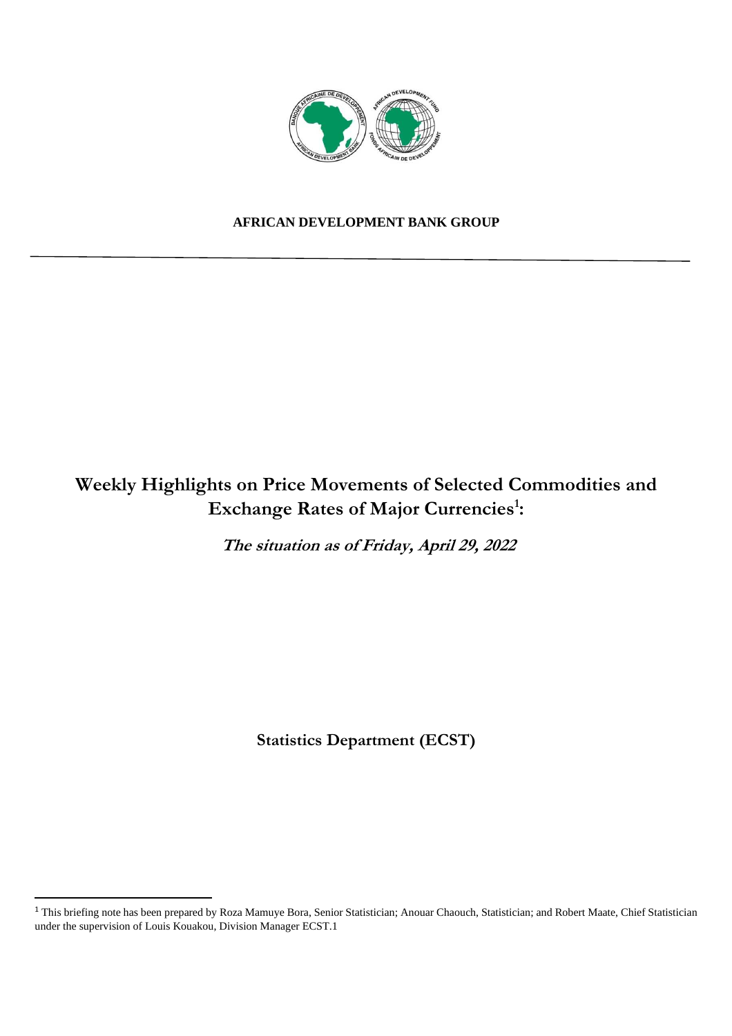**AFRICAN DEVELOPMENT BANK GROUP**

---

# Weekly Highlights on Price Movements of Selected Commodities and Exchange Rates of Major Currencies[1]:

***The situation as of Friday, April 29, 2022***

**Statistics Department (ECST)**

---

[1] This briefing note has been prepared by Roza Mamuye Bora, Senior Statistician; Anouar Chaouch, Statistician; and Robert Maate, Chief Statistician under the supervision of Louis Kouakou, Division Manager ECST.1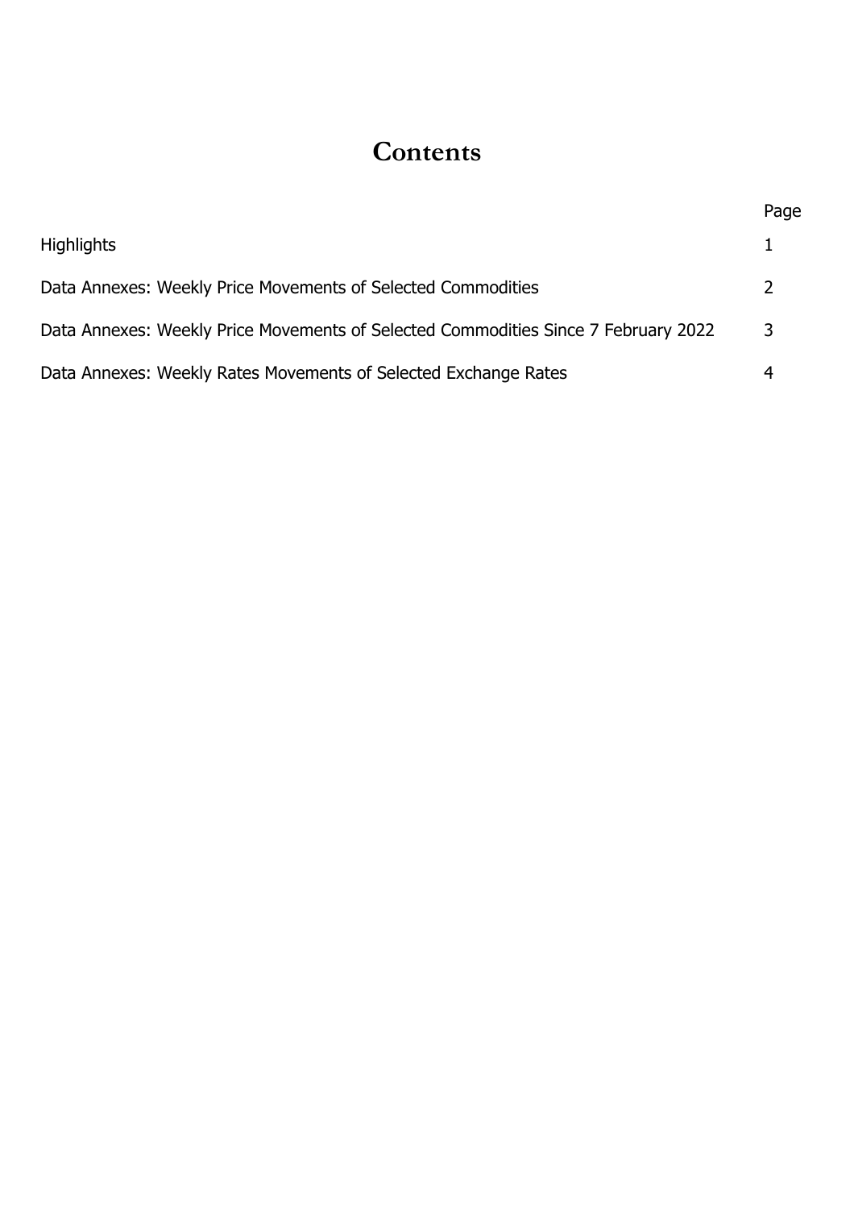# Contents

| | Page |
|---|---|
| Highlights | 1 |
| Data Annexes: Weekly Price Movements of Selected Commodities | 2 |
| Data Annexes: Weekly Price Movements of Selected Commodities Since 7 February 2022 | 3 |
| Data Annexes: Weekly Rates Movements of Selected Exchange Rates | 4 |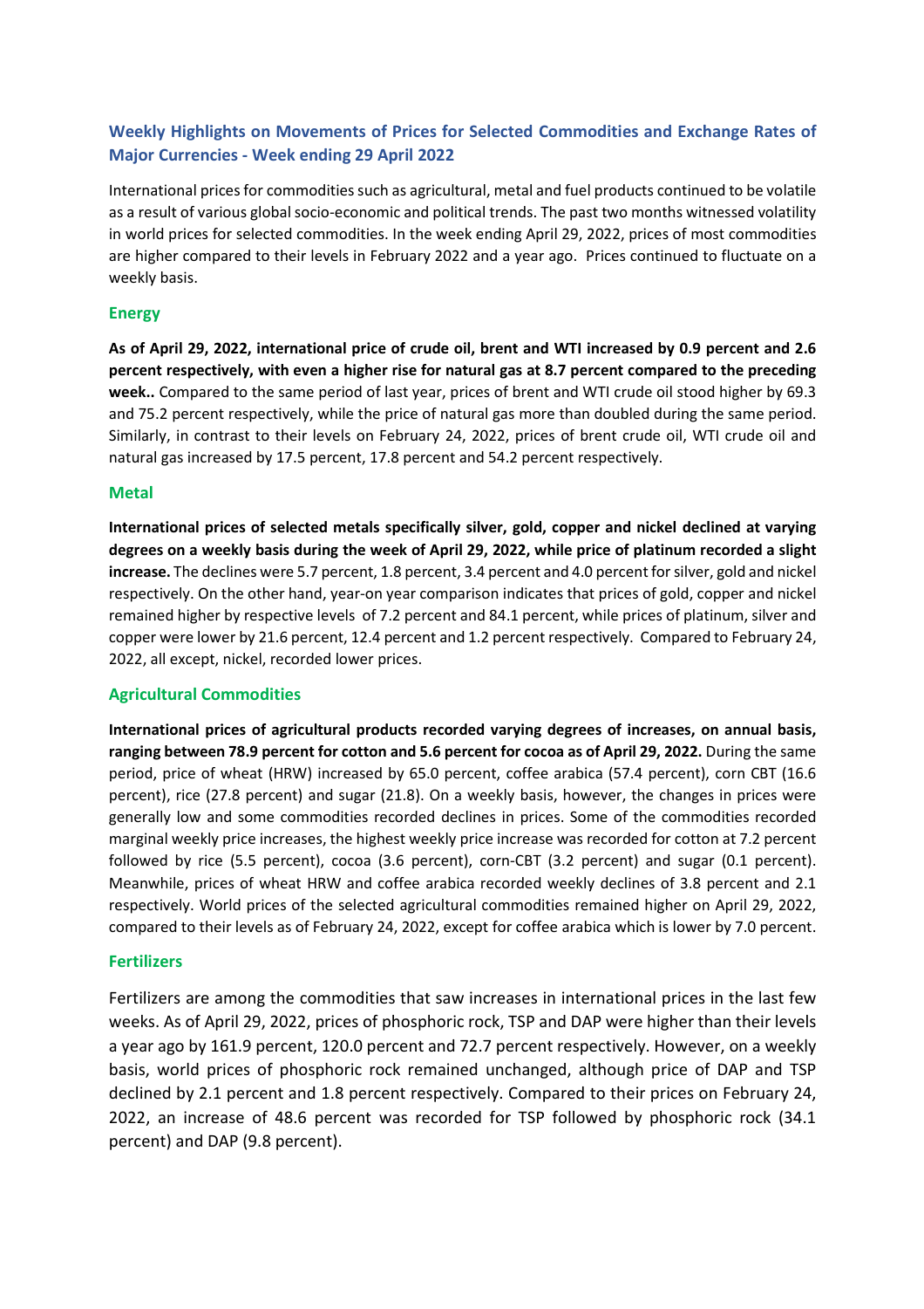## Weekly Highlights on Movements of Prices for Selected Commodities and Exchange Rates of Major Currencies - Week ending 29 April 2022

International prices for commodities such as agricultural, metal and fuel products continued to be volatile as a result of various global socio-economic and political trends. The past two months witnessed volatility in world prices for selected commodities. In the week ending April 29, 2022, prices of most commodities are higher compared to their levels in February 2022 and a year ago. Prices continued to fluctuate on a weekly basis.

### Energy

**As of April 29, 2022, international price of crude oil, brent and WTI increased by 0.9 percent and 2.6 percent respectively, with even a higher rise for natural gas at 8.7 percent compared to the preceding week..** Compared to the same period of last year, prices of brent and WTI crude oil stood higher by 69.3 and 75.2 percent respectively, while the price of natural gas more than doubled during the same period. Similarly, in contrast to their levels on February 24, 2022, prices of brent crude oil, WTI crude oil and natural gas increased by 17.5 percent, 17.8 percent and 54.2 percent respectively.

### Metal

**International prices of selected metals specifically silver, gold, copper and nickel declined at varying degrees on a weekly basis during the week of April 29, 2022, while price of platinum recorded a slight increase.** The declines were 5.7 percent, 1.8 percent, 3.4 percent and 4.0 percent for silver, gold and nickel respectively. On the other hand, year-on year comparison indicates that prices of gold, copper and nickel remained higher by respective levels of 7.2 percent and 84.1 percent, while prices of platinum, silver and copper were lower by 21.6 percent, 12.4 percent and 1.2 percent respectively. Compared to February 24, 2022, all except, nickel, recorded lower prices.

### Agricultural Commodities

**International prices of agricultural products recorded varying degrees of increases, on annual basis, ranging between 78.9 percent for cotton and 5.6 percent for cocoa as of April 29, 2022.** During the same period, price of wheat (HRW) increased by 65.0 percent, coffee arabica (57.4 percent), corn CBT (16.6 percent), rice (27.8 percent) and sugar (21.8). On a weekly basis, however, the changes in prices were generally low and some commodities recorded declines in prices. Some of the commodities recorded marginal weekly price increases, the highest weekly price increase was recorded for cotton at 7.2 percent followed by rice (5.5 percent), cocoa (3.6 percent), corn-CBT (3.2 percent) and sugar (0.1 percent). Meanwhile, prices of wheat HRW and coffee arabica recorded weekly declines of 3.8 percent and 2.1 respectively. World prices of the selected agricultural commodities remained higher on April 29, 2022, compared to their levels as of February 24, 2022, except for coffee arabica which is lower by 7.0 percent.

### Fertilizers

Fertilizers are among the commodities that saw increases in international prices in the last few weeks. As of April 29, 2022, prices of phosphoric rock, TSP and DAP were higher than their levels a year ago by 161.9 percent, 120.0 percent and 72.7 percent respectively. However, on a weekly basis, world prices of phosphoric rock remained unchanged, although price of DAP and TSP declined by 2.1 percent and 1.8 percent respectively. Compared to their prices on February 24, 2022, an increase of 48.6 percent was recorded for TSP followed by phosphoric rock (34.1 percent) and DAP (9.8 percent).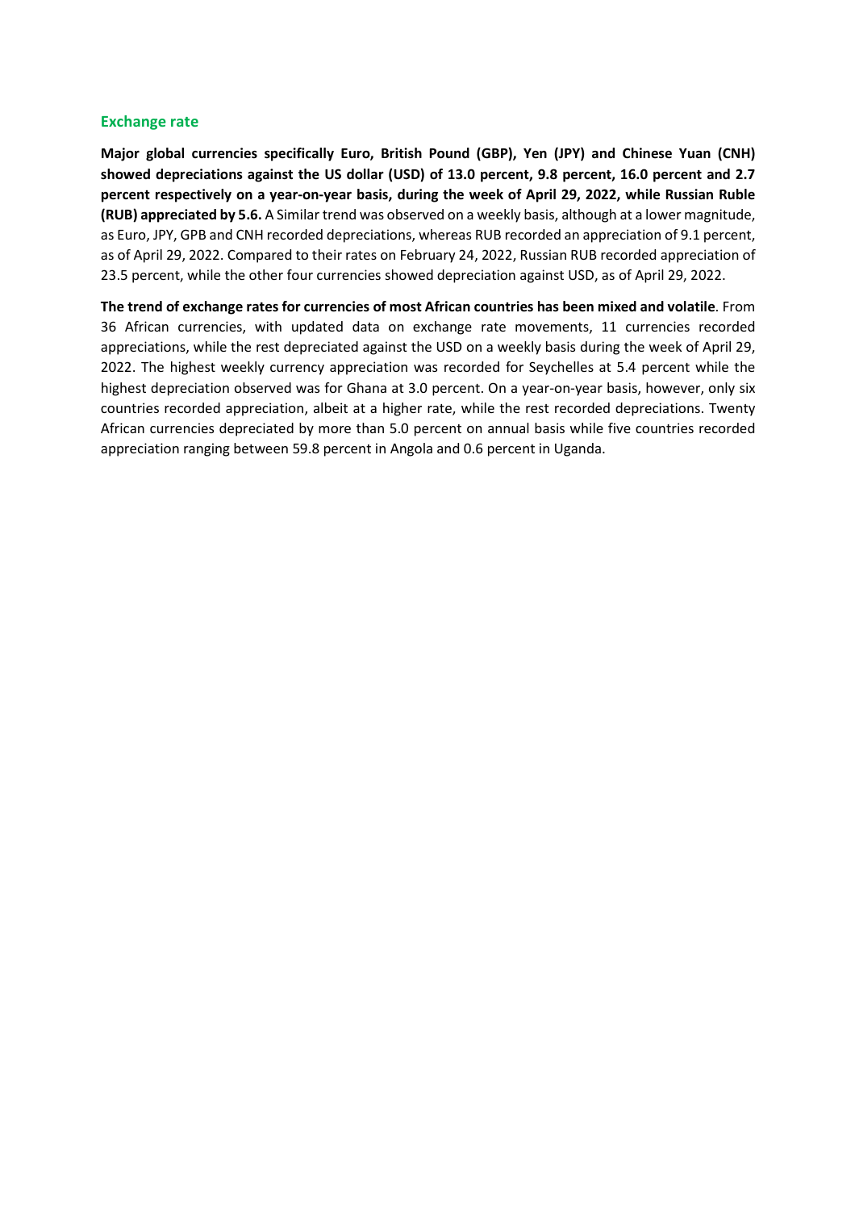## Exchange rate

**Major global currencies specifically Euro, British Pound (GBP), Yen (JPY) and Chinese Yuan (CNH) showed depreciations against the US dollar (USD) of 13.0 percent, 9.8 percent, 16.0 percent and 2.7 percent respectively on a year-on-year basis, during the week of April 29, 2022, while Russian Ruble (RUB) appreciated by 5.6.** A Similar trend was observed on a weekly basis, although at a lower magnitude, as Euro, JPY, GPB and CNH recorded depreciations, whereas RUB recorded an appreciation of 9.1 percent, as of April 29, 2022. Compared to their rates on February 24, 2022, Russian RUB recorded appreciation of 23.5 percent, while the other four currencies showed depreciation against USD, as of April 29, 2022.

**The trend of exchange rates for currencies of most African countries has been mixed and volatile**. From 36 African currencies, with updated data on exchange rate movements, 11 currencies recorded appreciations, while the rest depreciated against the USD on a weekly basis during the week of April 29, 2022. The highest weekly currency appreciation was recorded for Seychelles at 5.4 percent while the highest depreciation observed was for Ghana at 3.0 percent. On a year-on-year basis, however, only six countries recorded appreciation, albeit at a higher rate, while the rest recorded depreciations. Twenty African currencies depreciated by more than 5.0 percent on annual basis while five countries recorded appreciation ranging between 59.8 percent in Angola and 0.6 percent in Uganda.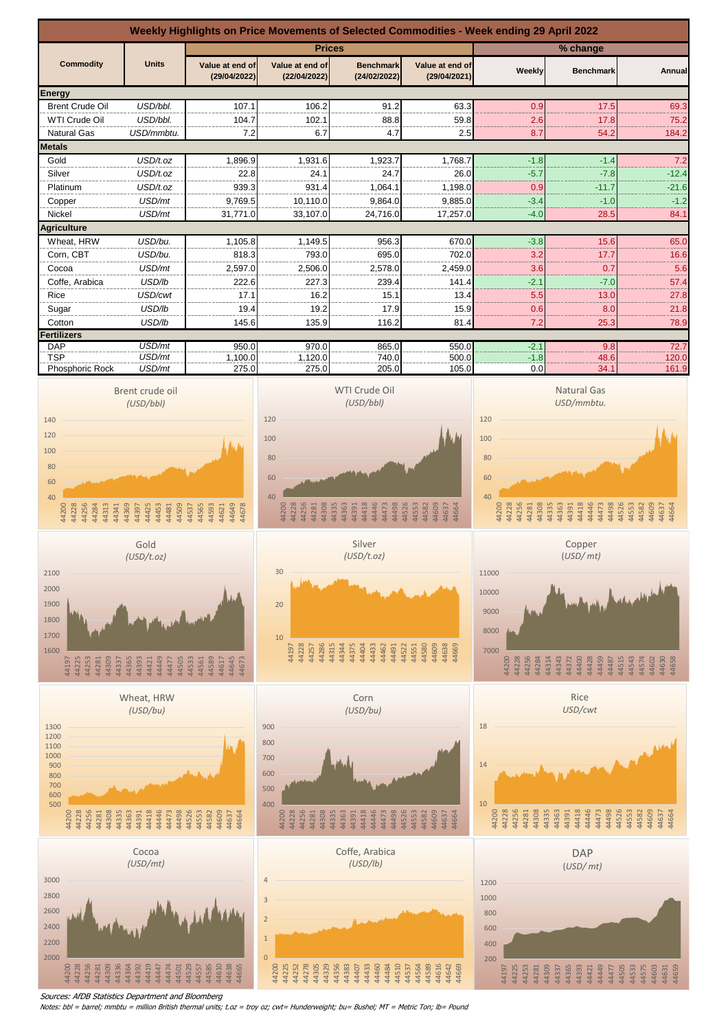# Weekly Highlights on Price Movements of Selected Commodities - Week ending 29 April 2022

| Commodity | Units | Prices | | | | % change | | |
|---|---|---|---|---|---|---|---|---|
| | | Value at end of (29/04/2022) | Value at end of (22/04/2022) | Benchmark (24/02/2022) | Value at end of (29/04/2021) | Weekly | Benchmark | Annual |
| **Energy** | | | | | | | | |
| Brent Crude Oil | USD/bbl. | 107.1 | 106.2 | 91.2 | 63.3 | 0.9 | 17.5 | 69.3 |
| WTI Crude Oil | USD/bbl. | 104.7 | 102.1 | 88.8 | 59.8 | 2.6 | 17.8 | 75.2 |
| Natural Gas | USD/mmbtu. | 7.2 | 6.7 | 4.7 | 2.5 | 8.7 | 54.2 | 184.2 |
| **Metals** | | | | | | | | |
| Gold | USD/t.oz | 1,896.9 | 1,931.6 | 1,923.7 | 1,768.7 | -1.8 | -1.4 | 7.2 |
| Silver | USD/t.oz | 22.8 | 24.1 | 24.7 | 26.0 | -5.7 | -7.8 | -12.4 |
| Platinum | USD/t.oz | 939.3 | 931.4 | 1,064.1 | 1,198.0 | 0.9 | -11.7 | -21.6 |
| Copper | USD/mt | 9,769.5 | 10,110.0 | 9,864.0 | 9,885.0 | -3.4 | -1.0 | -1.2 |
| Nickel | USD/mt | 31,771.0 | 33,107.0 | 24,716.0 | 17,257.0 | -4.0 | 28.5 | 84.1 |
| **Agriculture** | | | | | | | | |
| Wheat, HRW | USD/bu. | 1,105.8 | 1,149.5 | 956.3 | 670.0 | -3.8 | 15.6 | 65.0 |
| Corn, CBT | USD/bu. | 818.3 | 793.0 | 695.0 | 702.0 | 3.2 | 17.7 | 16.6 |
| Cocoa | USD/mt | 2,597.0 | 2,506.0 | 2,578.0 | 2,459.0 | 3.6 | 0.7 | 5.6 |
| Coffe, Arabica | USD/lb | 222.6 | 227.3 | 239.4 | 141.4 | -2.1 | -7.0 | 57.4 |
| Rice | USD/cwt | 17.1 | 16.2 | 15.1 | 13.4 | 5.5 | 13.0 | 27.8 |
| Sugar | USD/lb | 19.4 | 19.2 | 17.9 | 15.9 | 0.6 | 8.0 | 21.8 |
| Cotton | USD/lb | 145.6 | 135.9 | 116.2 | 81.4 | 7.2 | 25.3 | 78.9 |
| **Fertilizers** | | | | | | | | |
| DAP | USD/mt | 950.0 | 970.0 | 865.0 | 550.0 | -2.1 | 9.8 | 72.7 |
| TSP | USD/mt | 1,100.0 | 1,120.0 | 740.0 | 500.0 | -1.8 | 48.6 | 120.0 |
| Phosphoric Rock | USD/mt | 275.0 | 275.0 | 205.0 | 105.0 | 0.0 | 34.1 | 161.9 |

*Sources: AfDB Statistics Department and Bloomberg*

*Notes: bbl = barrel; mmbtu = million British thermal units; t.oz = troy oz; cwt= Hunderweight; bu= Bushel; MT = Metric Ton; lb= Pound*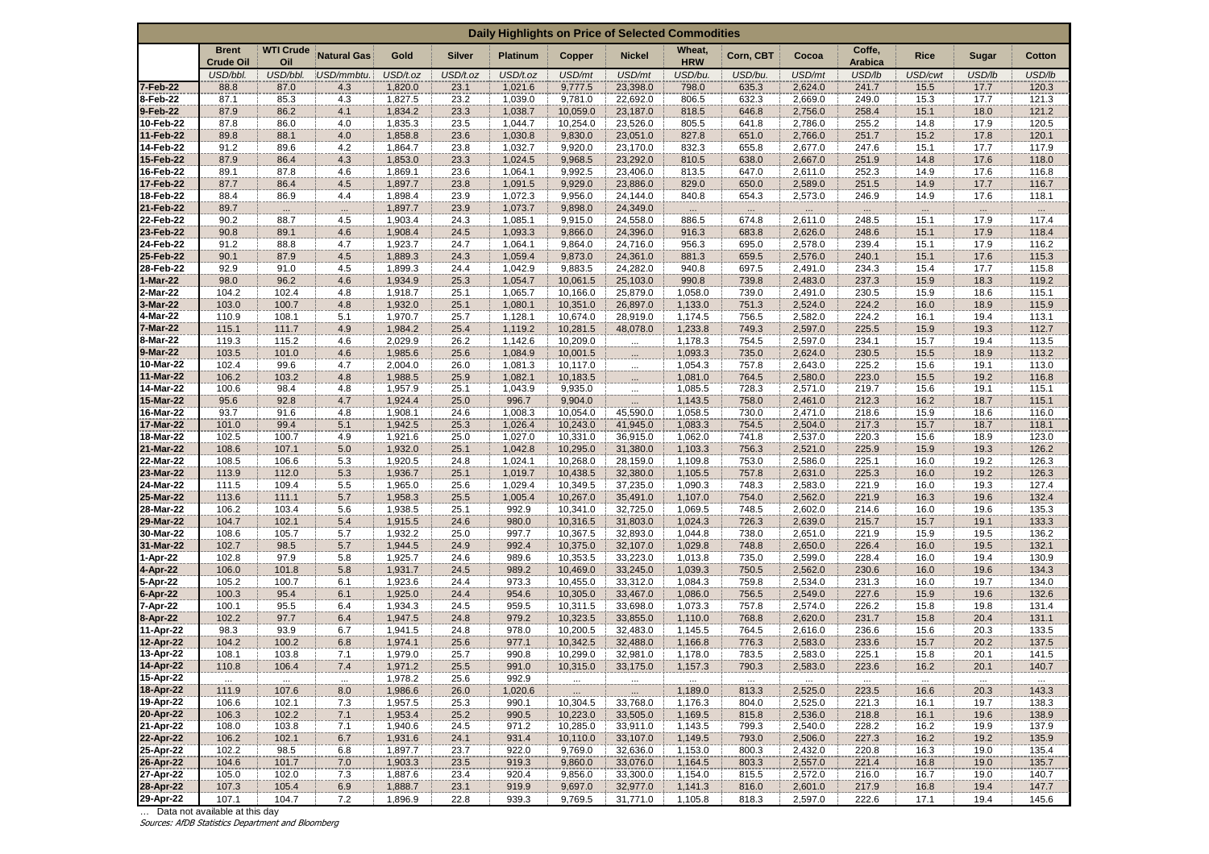# Daily Highlights on Price of Selected Commodities

| | Brent Crude Oil | WTI Crude Oil | Natural Gas | Gold | Silver | Platinum | Copper | Nickel | Wheat, HRW | Corn, CBT | Cocoa | Coffe, Arabica | Rice | Sugar | Cotton |
|---|---|---|---|---|---|---|---|---|---|---|---|---|---|---|---|
| | USD/bbl. | USD/bbl. | USD/mmbtu. | USD/t.oz | USD/t.oz | USD/t.oz | USD/mt | USD/mt | USD/bu. | USD/bu. | USD/mt | USD/lb | USD/cwt | USD/lb | USD/lb |
| 7-Feb-22 | 88.8 | 87.0 | 4.3 | 1,820.0 | 23.1 | 1,021.6 | 9,777.5 | 23,398.0 | 798.0 | 635.3 | 2,624.0 | 241.7 | 15.5 | 17.7 | 120.3 |
| 8-Feb-22 | 87.1 | 85.3 | 4.3 | 1,827.5 | 23.2 | 1,039.0 | 9,781.0 | 22,692.0 | 806.5 | 632.3 | 2,669.0 | 249.0 | 15.3 | 17.7 | 121.3 |
| 9-Feb-22 | 87.9 | 86.2 | 4.1 | 1,834.2 | 23.3 | 1,038.7 | 10,059.0 | 23,187.0 | 818.5 | 646.8 | 2,756.0 | 258.4 | 15.1 | 18.0 | 121.2 |
| 10-Feb-22 | 87.8 | 86.0 | 4.0 | 1,835.3 | 23.5 | 1,044.7 | 10,254.0 | 23,526.0 | 805.5 | 641.8 | 2,786.0 | 255.2 | 14.8 | 17.9 | 120.5 |
| 11-Feb-22 | 89.8 | 88.1 | 4.0 | 1,858.8 | 23.6 | 1,030.8 | 9,830.0 | 23,051.0 | 827.8 | 651.0 | 2,766.0 | 251.7 | 15.2 | 17.8 | 120.1 |
| 14-Feb-22 | 91.2 | 89.6 | 4.2 | 1,864.7 | 23.8 | 1,032.7 | 9,920.0 | 23,170.0 | 832.3 | 655.8 | 2,677.0 | 247.6 | 15.1 | 17.7 | 117.9 |
| 15-Feb-22 | 87.9 | 86.4 | 4.3 | 1,853.0 | 23.3 | 1,024.5 | 9,968.5 | 23,292.0 | 810.5 | 638.0 | 2,667.0 | 251.9 | 14.8 | 17.6 | 118.0 |
| 16-Feb-22 | 89.1 | 87.8 | 4.6 | 1,869.1 | 23.6 | 1,064.1 | 9,992.5 | 23,406.0 | 813.5 | 647.0 | 2,611.0 | 252.3 | 14.9 | 17.6 | 116.8 |
| 17-Feb-22 | 87.7 | 86.4 | 4.5 | 1,897.7 | 23.8 | 1,091.5 | 9,929.0 | 23,886.0 | 829.0 | 650.0 | 2,589.0 | 251.5 | 14.9 | 17.7 | 116.7 |
| 18-Feb-22 | 88.4 | 86.9 | 4.4 | 1,898.4 | 23.9 | 1,072.3 | 9,956.0 | 24,144.0 | 840.8 | 654.3 | 2,573.0 | 246.9 | 14.9 | 17.6 | 118.1 |
| 21-Feb-22 | 89.7 | … | … | 1,897.7 | 23.9 | 1,073.7 | 9,898.0 | 24,349.0 | … | … | … | … | … | … | … |
| 22-Feb-22 | 90.2 | 88.7 | 4.5 | 1,903.4 | 24.3 | 1,085.1 | 9,915.0 | 24,558.0 | 886.5 | 674.8 | 2,611.0 | 248.5 | 15.1 | 17.9 | 117.4 |
| 23-Feb-22 | 90.8 | 89.1 | 4.6 | 1,908.4 | 24.5 | 1,093.3 | 9,866.0 | 24,396.0 | 916.3 | 683.8 | 2,626.0 | 248.6 | 15.1 | 17.9 | 118.4 |
| 24-Feb-22 | 91.2 | 88.8 | 4.7 | 1,923.7 | 24.7 | 1,064.1 | 9,864.0 | 24,716.0 | 956.3 | 695.0 | 2,578.0 | 239.4 | 15.1 | 17.9 | 116.2 |
| 25-Feb-22 | 90.1 | 87.9 | 4.5 | 1,889.3 | 24.3 | 1,059.4 | 9,873.0 | 24,361.0 | 881.3 | 659.5 | 2,576.0 | 240.1 | 15.1 | 17.6 | 115.3 |
| 28-Feb-22 | 92.9 | 91.0 | 4.5 | 1,899.3 | 24.4 | 1,042.9 | 9,883.5 | 24,282.0 | 940.8 | 697.5 | 2,491.0 | 234.3 | 15.4 | 17.7 | 115.8 |
| 1-Mar-22 | 98.0 | 96.2 | 4.6 | 1,934.9 | 25.3 | 1,054.7 | 10,061.5 | 25,103.0 | 990.8 | 739.8 | 2,483.0 | 237.3 | 15.9 | 18.3 | 119.2 |
| 2-Mar-22 | 104.2 | 102.4 | 4.8 | 1,918.7 | 25.1 | 1,065.7 | 10,166.0 | 25,879.0 | 1,058.0 | 739.0 | 2,491.0 | 230.5 | 15.9 | 18.6 | 115.1 |
| 3-Mar-22 | 103.0 | 100.7 | 4.8 | 1,932.0 | 25.1 | 1,080.1 | 10,351.0 | 26,897.0 | 1,133.0 | 751.3 | 2,524.0 | 224.2 | 16.0 | 18.9 | 115.9 |
| 4-Mar-22 | 110.9 | 108.1 | 5.1 | 1,970.7 | 25.7 | 1,128.1 | 10,674.0 | 28,919.0 | 1,174.5 | 756.5 | 2,582.0 | 224.2 | 16.1 | 19.4 | 113.1 |
| 7-Mar-22 | 115.1 | 111.7 | 4.9 | 1,984.2 | 25.4 | 1,119.2 | 10,281.5 | 48,078.0 | 1,233.8 | 749.3 | 2,597.0 | 225.5 | 15.9 | 19.3 | 112.7 |
| 8-Mar-22 | 119.3 | 115.2 | 4.6 | 2,029.9 | 26.2 | 1,142.6 | 10,209.0 | … | 1,178.3 | 754.5 | 2,597.0 | 234.1 | 15.7 | 19.4 | 113.5 |
| 9-Mar-22 | 103.5 | 101.0 | 4.6 | 1,985.6 | 25.6 | 1,084.9 | 10,001.5 | … | 1,093.3 | 735.0 | 2,624.0 | 230.5 | 15.5 | 18.9 | 113.2 |
| 10-Mar-22 | 102.4 | 99.6 | 4.7 | 2,004.0 | 26.0 | 1,081.3 | 10,117.0 | … | 1,054.3 | 757.8 | 2,643.0 | 225.2 | 15.6 | 19.1 | 113.0 |
| 11-Mar-22 | 106.2 | 103.2 | 4.8 | 1,988.5 | 25.9 | 1,082.1 | 10,183.5 | … | 1,081.0 | 764.5 | 2,580.0 | 223.0 | 15.5 | 19.2 | 116.8 |
| 14-Mar-22 | 100.6 | 98.4 | 4.8 | 1,957.9 | 25.1 | 1,043.9 | 9,935.0 | … | 1,085.5 | 728.3 | 2,571.0 | 219.7 | 15.6 | 19.1 | 115.1 |
| 15-Mar-22 | 95.6 | 92.8 | 4.7 | 1,924.4 | 25.0 | 996.7 | 9,904.0 | … | 1,143.5 | 758.0 | 2,461.0 | 212.3 | 16.2 | 18.7 | 115.1 |
| 16-Mar-22 | 93.7 | 91.6 | 4.8 | 1,908.1 | 24.6 | 1,008.3 | 10,054.0 | 45,590.0 | 1,058.5 | 730.0 | 2,471.0 | 218.6 | 15.9 | 18.6 | 116.0 |
| 17-Mar-22 | 101.0 | 99.4 | 5.1 | 1,942.5 | 25.3 | 1,026.4 | 10,243.0 | 41,945.0 | 1,083.3 | 754.5 | 2,504.0 | 217.3 | 15.7 | 18.7 | 118.1 |
| 18-Mar-22 | 102.5 | 100.7 | 4.9 | 1,921.6 | 25.0 | 1,027.0 | 10,331.0 | 36,915.0 | 1,062.0 | 741.8 | 2,537.0 | 220.3 | 15.6 | 18.9 | 123.0 |
| 21-Mar-22 | 108.6 | 107.1 | 5.0 | 1,932.0 | 25.1 | 1,042.8 | 10,295.0 | 31,380.0 | 1,103.3 | 756.3 | 2,521.0 | 225.9 | 15.9 | 19.3 | 126.2 |
| 22-Mar-22 | 108.5 | 106.6 | 5.3 | 1,920.5 | 24.8 | 1,024.1 | 10,268.0 | 28,159.0 | 1,109.8 | 753.0 | 2,586.0 | 225.1 | 16.0 | 19.2 | 126.3 |
| 23-Mar-22 | 113.9 | 112.0 | 5.3 | 1,936.7 | 25.1 | 1,019.7 | 10,438.5 | 32,380.0 | 1,105.5 | 757.8 | 2,631.0 | 225.3 | 16.0 | 19.2 | 126.3 |
| 24-Mar-22 | 111.5 | 109.4 | 5.5 | 1,965.0 | 25.6 | 1,029.4 | 10,349.5 | 37,235.0 | 1,090.3 | 748.3 | 2,583.0 | 221.9 | 16.0 | 19.3 | 127.4 |
| 25-Mar-22 | 113.6 | 111.1 | 5.7 | 1,958.3 | 25.5 | 1,005.4 | 10,267.0 | 35,491.0 | 1,107.0 | 754.0 | 2,562.0 | 221.9 | 16.3 | 19.6 | 132.4 |
| 28-Mar-22 | 106.2 | 103.4 | 5.6 | 1,938.5 | 25.1 | 992.9 | 10,341.0 | 32,725.0 | 1,069.5 | 748.5 | 2,602.0 | 214.6 | 16.0 | 19.6 | 135.3 |
| 29-Mar-22 | 104.7 | 102.1 | 5.4 | 1,915.5 | 24.6 | 980.0 | 10,316.5 | 31,803.0 | 1,024.3 | 726.3 | 2,639.0 | 215.7 | 15.7 | 19.1 | 133.3 |
| 30-Mar-22 | 108.6 | 105.7 | 5.7 | 1,932.2 | 25.0 | 997.7 | 10,367.5 | 32,893.0 | 1,044.8 | 738.0 | 2,651.0 | 221.9 | 15.9 | 19.5 | 136.2 |
| 31-Mar-22 | 102.7 | 98.5 | 5.7 | 1,944.5 | 24.9 | 992.4 | 10,375.0 | 32,107.0 | 1,029.8 | 748.8 | 2,650.0 | 226.4 | 16.0 | 19.5 | 132.1 |
| 1-Apr-22 | 102.8 | 97.9 | 5.8 | 1,925.7 | 24.6 | 989.6 | 10,353.5 | 33,223.0 | 1,013.8 | 735.0 | 2,599.0 | 228.4 | 16.0 | 19.4 | 130.9 |
| 4-Apr-22 | 106.0 | 101.8 | 5.8 | 1,931.7 | 24.5 | 989.2 | 10,469.0 | 33,245.0 | 1,039.3 | 750.5 | 2,562.0 | 230.6 | 16.0 | 19.6 | 134.3 |
| 5-Apr-22 | 105.2 | 100.7 | 6.1 | 1,923.6 | 24.4 | 973.3 | 10,455.0 | 33,312.0 | 1,084.3 | 759.8 | 2,534.0 | 231.3 | 16.0 | 19.7 | 134.0 |
| 6-Apr-22 | 100.3 | 95.4 | 6.1 | 1,925.0 | 24.4 | 954.6 | 10,305.0 | 33,467.0 | 1,086.0 | 756.5 | 2,549.0 | 227.6 | 15.9 | 19.6 | 132.6 |
| 7-Apr-22 | 100.1 | 95.5 | 6.4 | 1,934.3 | 24.5 | 959.5 | 10,311.5 | 33,698.0 | 1,073.3 | 757.8 | 2,574.0 | 226.2 | 15.8 | 19.8 | 131.4 |
| 8-Apr-22 | 102.2 | 97.7 | 6.4 | 1,947.5 | 24.8 | 979.2 | 10,323.5 | 33,855.0 | 1,110.0 | 768.8 | 2,620.0 | 231.7 | 15.8 | 20.4 | 131.1 |
| 11-Apr-22 | 98.3 | 93.9 | 6.7 | 1,941.5 | 24.8 | 978.0 | 10,200.5 | 32,483.0 | 1,145.5 | 764.5 | 2,616.0 | 236.6 | 15.6 | 20.3 | 133.5 |
| 12-Apr-22 | 104.2 | 100.2 | 6.8 | 1,974.1 | 25.6 | 977.1 | 10,342.5 | 32,488.0 | 1,166.8 | 776.3 | 2,583.0 | 233.6 | 15.7 | 20.2 | 137.5 |
| 13-Apr-22 | 108.1 | 103.8 | 7.1 | 1,979.0 | 25.7 | 990.8 | 10,299.0 | 32,981.0 | 1,178.0 | 783.5 | 2,583.0 | 225.1 | 15.8 | 20.1 | 141.5 |
| 14-Apr-22 | 110.8 | 106.4 | 7.4 | 1,971.2 | 25.5 | 991.0 | 10,315.0 | 33,175.0 | 1,157.3 | 790.3 | 2,583.0 | 223.6 | 16.2 | 20.1 | 140.7 |
| 15-Apr-22 | … | … | … | 1,978.2 | 25.6 | 992.9 | … | … | … | … | … | … | … | … | … |
| 18-Apr-22 | 111.9 | 107.6 | 8.0 | 1,986.6 | 26.0 | 1,020.6 | … | … | 1,189.0 | 813.3 | 2,525.0 | 223.5 | 16.6 | 20.3 | 143.3 |
| 19-Apr-22 | 106.6 | 102.1 | 7.3 | 1,957.5 | 25.3 | 990.1 | 10,304.5 | 33,768.0 | 1,176.3 | 804.0 | 2,525.0 | 221.3 | 16.1 | 19.7 | 138.3 |
| 20-Apr-22 | 106.3 | 102.2 | 7.1 | 1,953.4 | 25.2 | 990.5 | 10,223.0 | 33,505.0 | 1,169.5 | 815.8 | 2,536.0 | 218.8 | 16.1 | 19.6 | 138.9 |
| 21-Apr-22 | 108.0 | 103.8 | 7.1 | 1,940.6 | 24.5 | 971.2 | 10,285.0 | 33,911.0 | 1,143.5 | 799.3 | 2,540.0 | 228.2 | 16.2 | 19.9 | 137.9 |
| 22-Apr-22 | 106.2 | 102.1 | 6.7 | 1,931.6 | 24.1 | 931.4 | 10,110.0 | 33,107.0 | 1,149.5 | 793.0 | 2,506.0 | 227.3 | 16.2 | 19.2 | 135.9 |
| 25-Apr-22 | 102.2 | 98.5 | 6.8 | 1,897.7 | 23.7 | 922.0 | 9,769.0 | 32,636.0 | 1,153.0 | 800.3 | 2,432.0 | 220.8 | 16.3 | 19.0 | 135.4 |
| 26-Apr-22 | 104.6 | 101.7 | 7.0 | 1,903.3 | 23.5 | 919.3 | 9,860.0 | 33,076.0 | 1,164.5 | 803.3 | 2,557.0 | 221.4 | 16.8 | 19.0 | 135.7 |
| 27-Apr-22 | 105.0 | 102.0 | 7.3 | 1,887.6 | 23.4 | 920.4 | 9,856.0 | 33,300.0 | 1,154.0 | 815.5 | 2,572.0 | 216.0 | 16.7 | 19.0 | 140.7 |
| 28-Apr-22 | 107.3 | 105.4 | 6.9 | 1,888.7 | 23.1 | 919.9 | 9,697.0 | 32,977.0 | 1,141.3 | 816.0 | 2,601.0 | 217.9 | 16.8 | 19.4 | 147.7 |
| 29-Apr-22 | 107.1 | 104.7 | 7.2 | 1,896.9 | 22.8 | 939.3 | 9,769.5 | 31,771.0 | 1,105.8 | 818.3 | 2,597.0 | 222.6 | 17.1 | 19.4 | 145.6 |

… Data not available at this day

*Sources: AfDB Statistics Department and Bloomberg*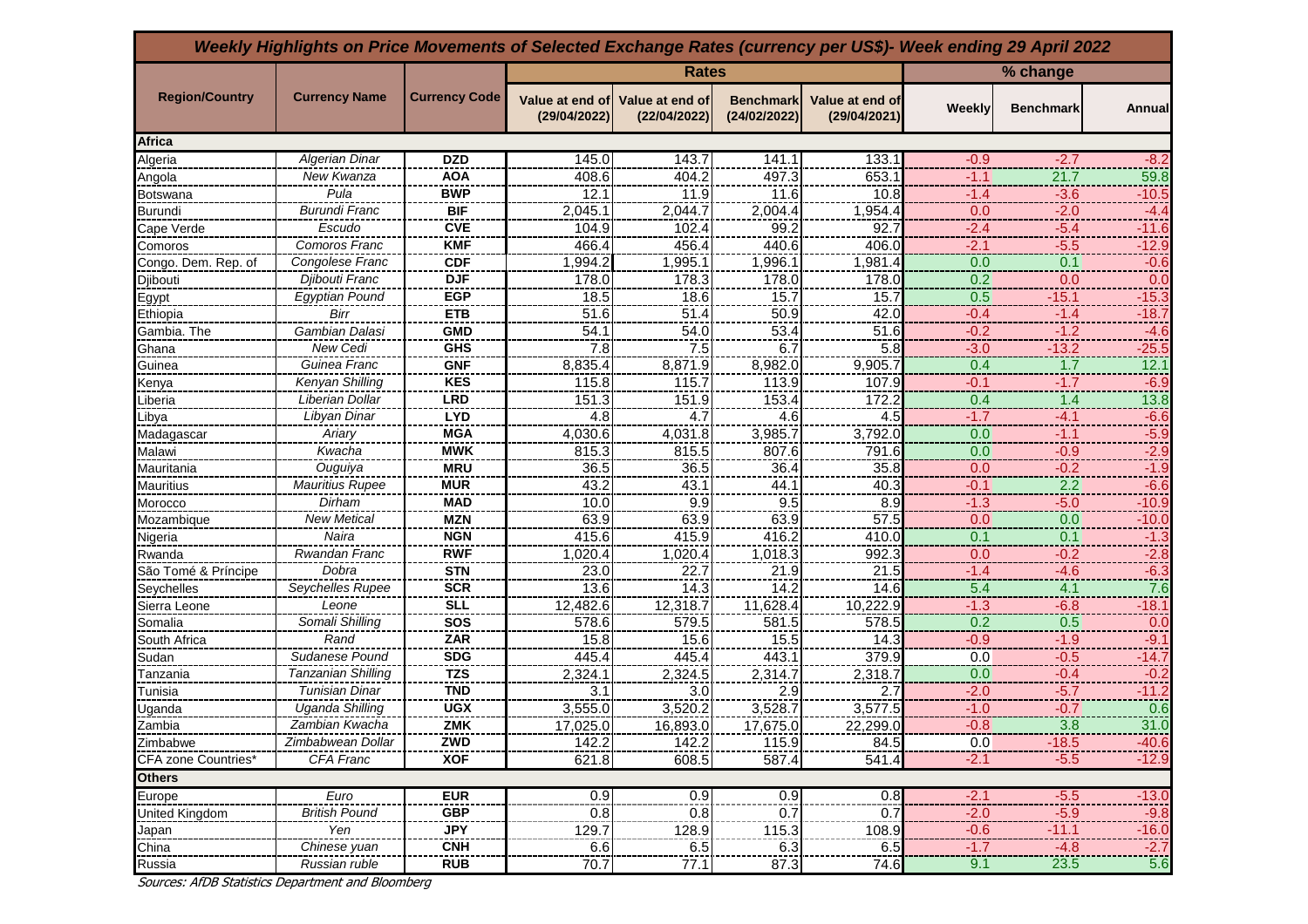| Weekly Highlights on Price Movements of Selected Exchange Rates (currency per US$)- Week ending 29 April 2022 | | | | | | | | | |
|---|---|---|---|---|---|---|---|---|---|
| | | | Rates | | | | % change | | |
| Region/Country | Currency Name | Currency Code | Value at end of (29/04/2022) | Value at end of (22/04/2022) | Benchmark (24/02/2022) | Value at end of (29/04/2021) | Weekly | Benchmark | Annual |
| **Africa** | | | | | | | | | |
| Algeria | Algerian Dinar | DZD | 145.0 | 143.7 | 141.1 | 133.1 | -0.9 | -2.7 | -8.2 |
| Angola | New Kwanza | AOA | 408.6 | 404.2 | 497.3 | 653.1 | -1.1 | 21.7 | 59.8 |
| Botswana | Pula | BWP | 12.1 | 11.9 | 11.6 | 10.8 | -1.4 | -3.6 | -10.5 |
| Burundi | Burundi Franc | BIF | 2,045.1 | 2,044.7 | 2,004.4 | 1,954.4 | 0.0 | -2.0 | -4.4 |
| Cape Verde | Escudo | CVE | 104.9 | 102.4 | 99.2 | 92.7 | -2.4 | -5.4 | -11.6 |
| Comoros | Comoros Franc | KMF | 466.4 | 456.4 | 440.6 | 406.0 | -2.1 | -5.5 | -12.9 |
| Congo. Dem. Rep. of | Congolese Franc | CDF | 1,994.2 | 1,995.1 | 1,996.1 | 1,981.4 | 0.0 | 0.1 | -0.6 |
| Djibouti | Djibouti Franc | DJF | 178.0 | 178.3 | 178.0 | 178.0 | 0.2 | 0.0 | 0.0 |
| Egypt | Egyptian Pound | EGP | 18.5 | 18.6 | 15.7 | 15.7 | 0.5 | -15.1 | -15.3 |
| Ethiopia | Birr | ETB | 51.6 | 51.4 | 50.9 | 42.0 | -0.4 | -1.4 | -18.7 |
| Gambia. The | Gambian Dalasi | GMD | 54.1 | 54.0 | 53.4 | 51.6 | -0.2 | -1.2 | -4.6 |
| Ghana | New Cedi | GHS | 7.8 | 7.5 | 6.7 | 5.8 | -3.0 | -13.2 | -25.5 |
| Guinea | Guinea Franc | GNF | 8,835.4 | 8,871.9 | 8,982.0 | 9,905.7 | 0.4 | 1.7 | 12.1 |
| Kenya | Kenyan Shilling | KES | 115.8 | 115.7 | 113.9 | 107.9 | -0.1 | -1.7 | -6.9 |
| Liberia | Liberian Dollar | LRD | 151.3 | 151.9 | 153.4 | 172.2 | 0.4 | 1.4 | 13.8 |
| Libya | Libyan Dinar | LYD | 4.8 | 4.7 | 4.6 | 4.5 | -1.7 | -4.1 | -6.6 |
| Madagascar | Ariary | MGA | 4,030.6 | 4,031.8 | 3,985.7 | 3,792.0 | 0.0 | -1.1 | -5.9 |
| Malawi | Kwacha | MWK | 815.3 | 815.5 | 807.6 | 791.6 | 0.0 | -0.9 | -2.9 |
| Mauritania | Ouguiya | MRU | 36.5 | 36.5 | 36.4 | 35.8 | 0.0 | -0.2 | -1.9 |
| Mauritius | Mauritius Rupee | MUR | 43.2 | 43.1 | 44.1 | 40.3 | -0.1 | 2.2 | -6.6 |
| Morocco | Dirham | MAD | 10.0 | 9.9 | 9.5 | 8.9 | -1.3 | -5.0 | -10.9 |
| Mozambique | New Metical | MZN | 63.9 | 63.9 | 63.9 | 57.5 | 0.0 | 0.0 | -10.0 |
| Nigeria | Naira | NGN | 415.6 | 415.9 | 416.2 | 410.0 | 0.1 | 0.1 | -1.3 |
| Rwanda | Rwandan Franc | RWF | 1,020.4 | 1,020.4 | 1,018.3 | 992.3 | 0.0 | -0.2 | -2.8 |
| São Tomé & Príncipe | Dobra | STN | 23.0 | 22.7 | 21.9 | 21.5 | -1.4 | -4.6 | -6.3 |
| Seychelles | Seychelles Rupee | SCR | 13.6 | 14.3 | 14.2 | 14.6 | 5.4 | 4.1 | 7.6 |
| Sierra Leone | Leone | SLL | 12,482.6 | 12,318.7 | 11,628.4 | 10,222.9 | -1.3 | -6.8 | -18.1 |
| Somalia | Somali Shilling | SOS | 578.6 | 579.5 | 581.5 | 578.5 | 0.2 | 0.5 | 0.0 |
| South Africa | Rand | ZAR | 15.8 | 15.6 | 15.5 | 14.3 | -0.9 | -1.9 | -9.1 |
| Sudan | Sudanese Pound | SDG | 445.4 | 445.4 | 443.1 | 379.9 | 0.0 | -0.5 | -14.7 |
| Tanzania | Tanzanian Shilling | TZS | 2,324.1 | 2,324.5 | 2,314.7 | 2,318.7 | 0.0 | -0.4 | -0.2 |
| Tunisia | Tunisian Dinar | TND | 3.1 | 3.0 | 2.9 | 2.7 | -2.0 | -5.7 | -11.2 |
| Uganda | Uganda Shilling | UGX | 3,555.0 | 3,520.2 | 3,528.7 | 3,577.5 | -1.0 | -0.7 | 0.6 |
| Zambia | Zambian Kwacha | ZMK | 17,025.0 | 16,893.0 | 17,675.0 | 22,299.0 | -0.8 | 3.8 | 31.0 |
| Zimbabwe | Zimbabwean Dollar | ZWD | 142.2 | 142.2 | 115.9 | 84.5 | 0.0 | -18.5 | -40.6 |
| CFA zone Countries* | CFA Franc | XOF | 621.8 | 608.5 | 587.4 | 541.4 | -2.1 | -5.5 | -12.9 |
| **Others** | | | | | | | | | |
| Europe | Euro | EUR | 0.9 | 0.9 | 0.9 | 0.8 | -2.1 | -5.5 | -13.0 |
| United Kingdom | British Pound | GBP | 0.8 | 0.8 | 0.7 | 0.7 | -2.0 | -5.9 | -9.8 |
| Japan | Yen | JPY | 129.7 | 128.9 | 115.3 | 108.9 | -0.6 | -11.1 | -16.0 |
| China | Chinese yuan | CNH | 6.6 | 6.5 | 6.3 | 6.5 | -1.7 | -4.8 | -2.7 |
| Russia | Russian ruble | RUB | 70.7 | 77.1 | 87.3 | 74.6 | 9.1 | 23.5 | 5.6 |

*Sources: AfDB Statistics Department and Bloomberg*